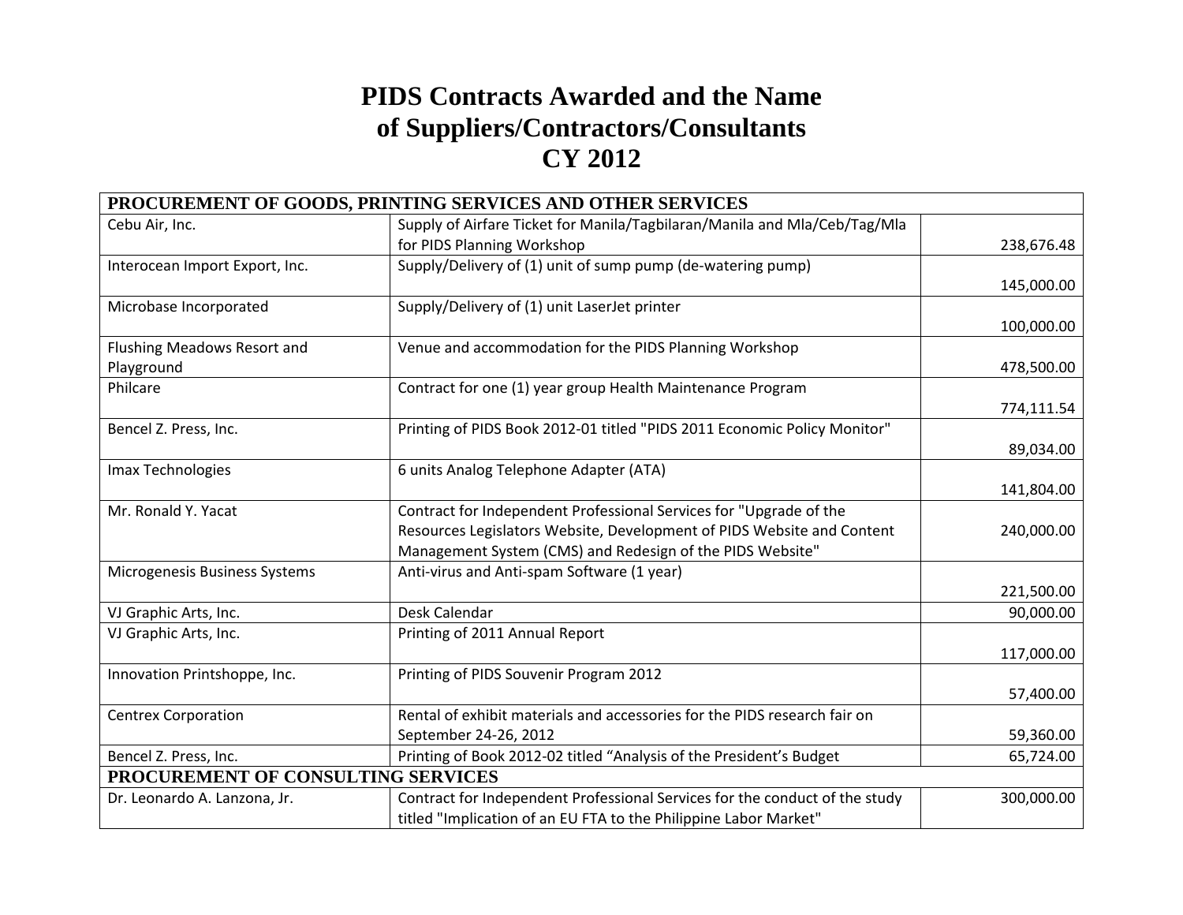# PIDS Contracts Awarded and the Name of Suppliers/Contractors/Consultants CY 2012

| **PROCUREMENT OF GOODS, PRINTING SERVICES AND OTHER SERVICES** | | |
|---|---|---|
| Cebu Air, Inc. | Supply of Airfare Ticket for Manila/Tagbilaran/Manila and Mla/Ceb/Tag/Mla for PIDS Planning Workshop | 238,676.48 |
| Interocean Import Export, Inc. | Supply/Delivery of (1) unit of sump pump (de-watering pump) | 145,000.00 |
| Microbase Incorporated | Supply/Delivery of (1) unit LaserJet printer | 100,000.00 |
| Flushing Meadows Resort and Playground | Venue and accommodation for the PIDS Planning Workshop | 478,500.00 |
| Philcare | Contract for one (1) year group Health Maintenance Program | 774,111.54 |
| Bencel Z. Press, Inc. | Printing of PIDS Book 2012-01 titled "PIDS 2011 Economic Policy Monitor" | 89,034.00 |
| Imax Technologies | 6 units Analog Telephone Adapter (ATA) | 141,804.00 |
| Mr. Ronald Y. Yacat | Contract for Independent Professional Services for "Upgrade of the Resources Legislators Website, Development of PIDS Website and Content Management System (CMS) and Redesign of the PIDS Website" | 240,000.00 |
| Microgenesis Business Systems | Anti-virus and Anti-spam Software (1 year) | 221,500.00 |
| VJ Graphic Arts, Inc. | Desk Calendar | 90,000.00 |
| VJ Graphic Arts, Inc. | Printing of 2011 Annual Report | 117,000.00 |
| Innovation Printshoppe, Inc. | Printing of PIDS Souvenir Program 2012 | 57,400.00 |
| Centrex Corporation | Rental of exhibit materials and accessories for the PIDS research fair on September 24-26, 2012 | 59,360.00 |
| Bencel Z. Press, Inc. | Printing of Book 2012-02 titled "Analysis of the President's Budget | 65,724.00 |
| **PROCUREMENT OF CONSULTING SERVICES** | | |
| Dr. Leonardo A. Lanzona, Jr. | Contract for Independent Professional Services for the conduct of the study titled "Implication of an EU FTA to the Philippine Labor Market" | 300,000.00 |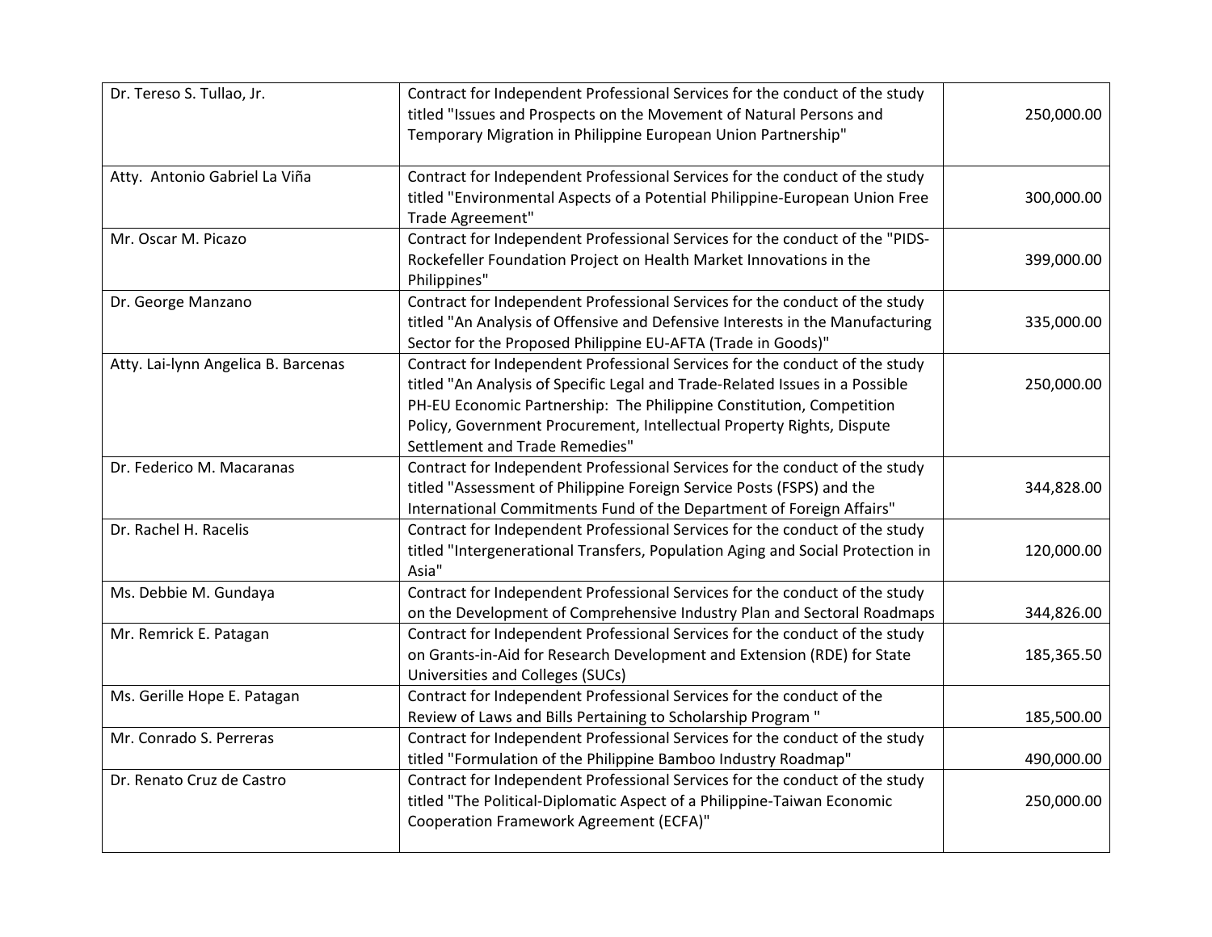| | | |
|---|---|---|
| Dr. Tereso S. Tullao, Jr. | Contract for Independent Professional Services for the conduct of the study titled "Issues and Prospects on the Movement of Natural Persons and Temporary Migration in Philippine European Union Partnership" | 250,000.00 |
| Atty. Antonio Gabriel La Viña | Contract for Independent Professional Services for the conduct of the study titled "Environmental Aspects of a Potential Philippine-European Union Free Trade Agreement" | 300,000.00 |
| Mr. Oscar M. Picazo | Contract for Independent Professional Services for the conduct of the "PIDS-Rockefeller Foundation Project on Health Market Innovations in the Philippines" | 399,000.00 |
| Dr. George Manzano | Contract for Independent Professional Services for the conduct of the study titled "An Analysis of Offensive and Defensive Interests in the Manufacturing Sector for the Proposed Philippine EU-AFTA (Trade in Goods)" | 335,000.00 |
| Atty. Lai-lynn Angelica B. Barcenas | Contract for Independent Professional Services for the conduct of the study titled "An Analysis of Specific Legal and Trade-Related Issues in a Possible PH-EU Economic Partnership: The Philippine Constitution, Competition Policy, Government Procurement, Intellectual Property Rights, Dispute Settlement and Trade Remedies" | 250,000.00 |
| Dr. Federico M. Macaranas | Contract for Independent Professional Services for the conduct of the study titled "Assessment of Philippine Foreign Service Posts (FSPS) and the International Commitments Fund of the Department of Foreign Affairs" | 344,828.00 |
| Dr. Rachel H. Racelis | Contract for Independent Professional Services for the conduct of the study titled "Intergenerational Transfers, Population Aging and Social Protection in Asia" | 120,000.00 |
| Ms. Debbie M. Gundaya | Contract for Independent Professional Services for the conduct of the study on the Development of Comprehensive Industry Plan and Sectoral Roadmaps | 344,826.00 |
| Mr. Remrick E. Patagan | Contract for Independent Professional Services for the conduct of the study on Grants-in-Aid for Research Development and Extension (RDE) for State Universities and Colleges (SUCs) | 185,365.50 |
| Ms. Gerille Hope E. Patagan | Contract for Independent Professional Services for the conduct of the Review of Laws and Bills Pertaining to Scholarship Program " | 185,500.00 |
| Mr. Conrado S. Perreras | Contract for Independent Professional Services for the conduct of the study titled "Formulation of the Philippine Bamboo Industry Roadmap" | 490,000.00 |
| Dr. Renato Cruz de Castro | Contract for Independent Professional Services for the conduct of the study titled "The Political-Diplomatic Aspect of a Philippine-Taiwan Economic Cooperation Framework Agreement (ECFA)" | 250,000.00 |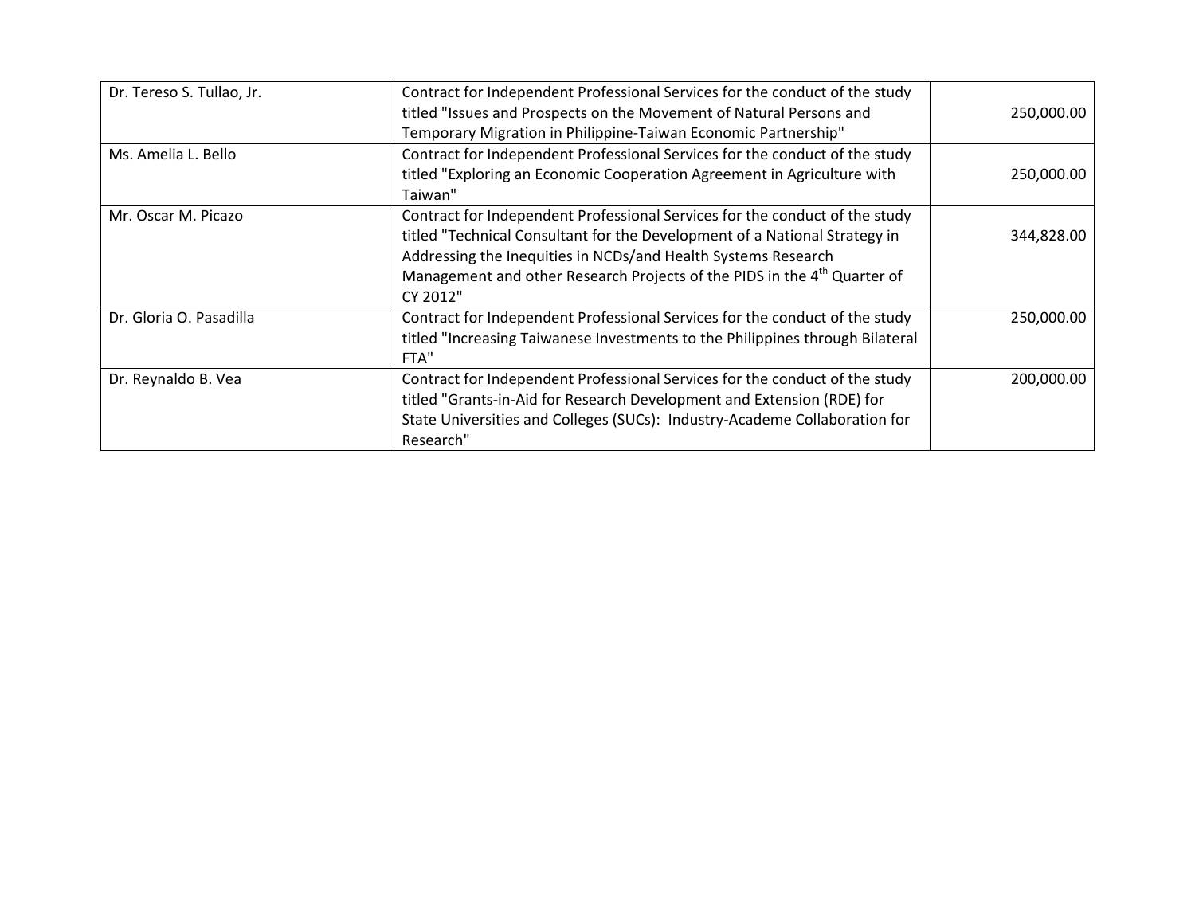| | | |
|---|---|---|
| Dr. Tereso S. Tullao, Jr. | Contract for Independent Professional Services for the conduct of the study titled "Issues and Prospects on the Movement of Natural Persons and Temporary Migration in Philippine-Taiwan Economic Partnership" | 250,000.00 |
| Ms. Amelia L. Bello | Contract for Independent Professional Services for the conduct of the study titled "Exploring an Economic Cooperation Agreement in Agriculture with Taiwan" | 250,000.00 |
| Mr. Oscar M. Picazo | Contract for Independent Professional Services for the conduct of the study titled "Technical Consultant for the Development of a National Strategy in Addressing the Inequities in NCDs/and Health Systems Research Management and other Research Projects of the PIDS in the 4th Quarter of CY 2012" | 344,828.00 |
| Dr. Gloria O. Pasadilla | Contract for Independent Professional Services for the conduct of the study titled "Increasing Taiwanese Investments to the Philippines through Bilateral FTA" | 250,000.00 |
| Dr. Reynaldo B. Vea | Contract for Independent Professional Services for the conduct of the study titled "Grants-in-Aid for Research Development and Extension (RDE) for State Universities and Colleges (SUCs): Industry-Academe Collaboration for Research" | 200,000.00 |